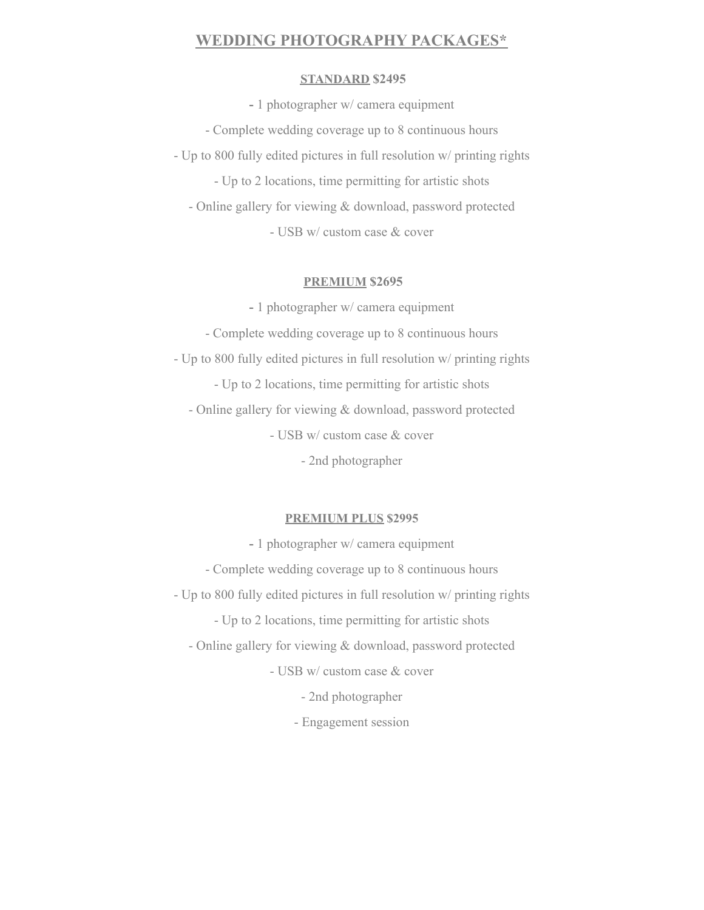# WEDDING PHOTOGRAPHY PACKAGES*

## STANDARD $2495

- 1 photographer w/ camera equipment
- Complete wedding coverage up to 8 continuous hours
- Up to 800 fully edited pictures in full resolution w/ printing rights
- Up to 2 locations, time permitting for artistic shots
- Online gallery for viewing & download, password protected
- USB w/ custom case & cover

## PREMIUM $2695

- 1 photographer w/ camera equipment
- Complete wedding coverage up to 8 continuous hours
- Up to 800 fully edited pictures in full resolution w/ printing rights
- Up to 2 locations, time permitting for artistic shots
- Online gallery for viewing & download, password protected
- USB w/ custom case & cover
- 2nd photographer

## PREMIUM PLUS $2995

- 1 photographer w/ camera equipment
- Complete wedding coverage up to 8 continuous hours
- Up to 800 fully edited pictures in full resolution w/ printing rights
- Up to 2 locations, time permitting for artistic shots
- Online gallery for viewing & download, password protected
- USB w/ custom case & cover
- 2nd photographer
- Engagement session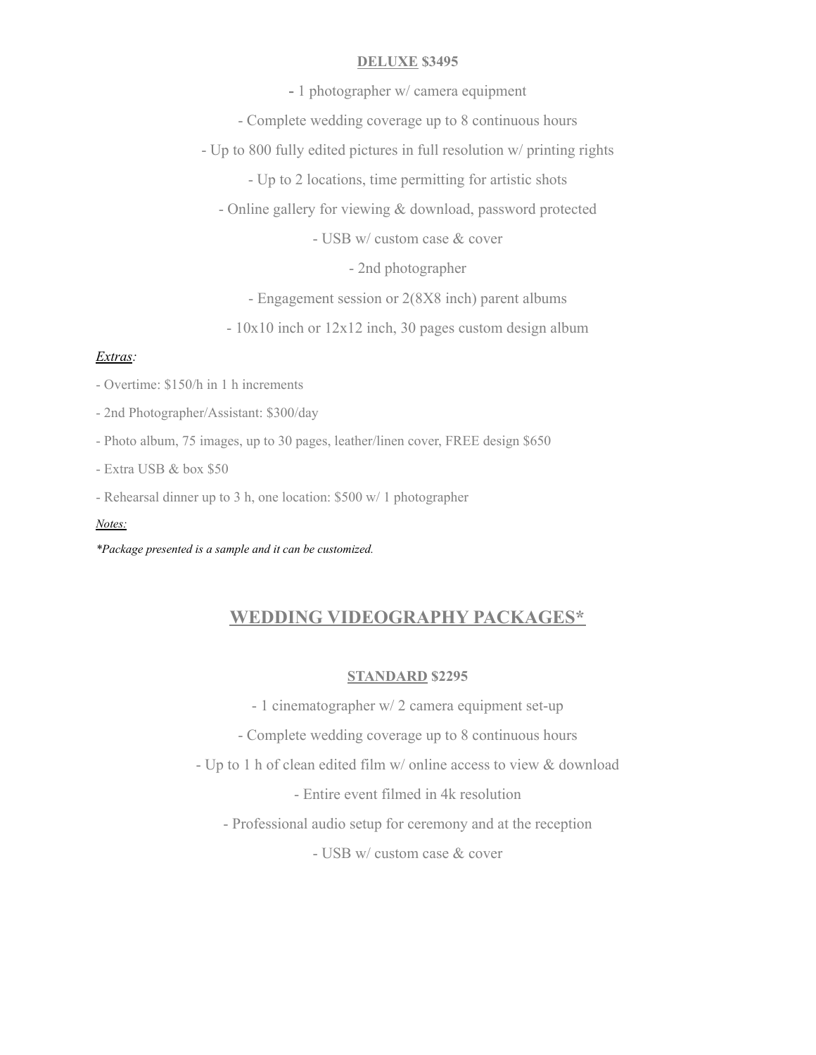**DELUXE $3495**

- 1 photographer w/ camera equipment
- Complete wedding coverage up to 8 continuous hours
- Up to 800 fully edited pictures in full resolution w/ printing rights
- Up to 2 locations, time permitting for artistic shots
- Online gallery for viewing & download, password protected
- USB w/ custom case & cover
- 2nd photographer
- Engagement session or 2(8X8 inch) parent albums
- 10x10 inch or 12x12 inch, 30 pages custom design album

*Extras:*

- Overtime: $150/h in 1 h increments
- 2nd Photographer/Assistant: $300/day
- Photo album, 75 images, up to 30 pages, leather/linen cover, FREE design $650
- Extra USB & box $50
- Rehearsal dinner up to 3 h, one location: $500 w/ 1 photographer

*Notes:*

*\*Package presented is a sample and it can be customized.*

## WEDDING VIDEOGRAPHY PACKAGES*

**STANDARD $2295**

- 1 cinematographer w/ 2 camera equipment set-up
- Complete wedding coverage up to 8 continuous hours
- Up to 1 h of clean edited film w/ online access to view & download
- Entire event filmed in 4k resolution
- Professional audio setup for ceremony and at the reception
- USB w/ custom case & cover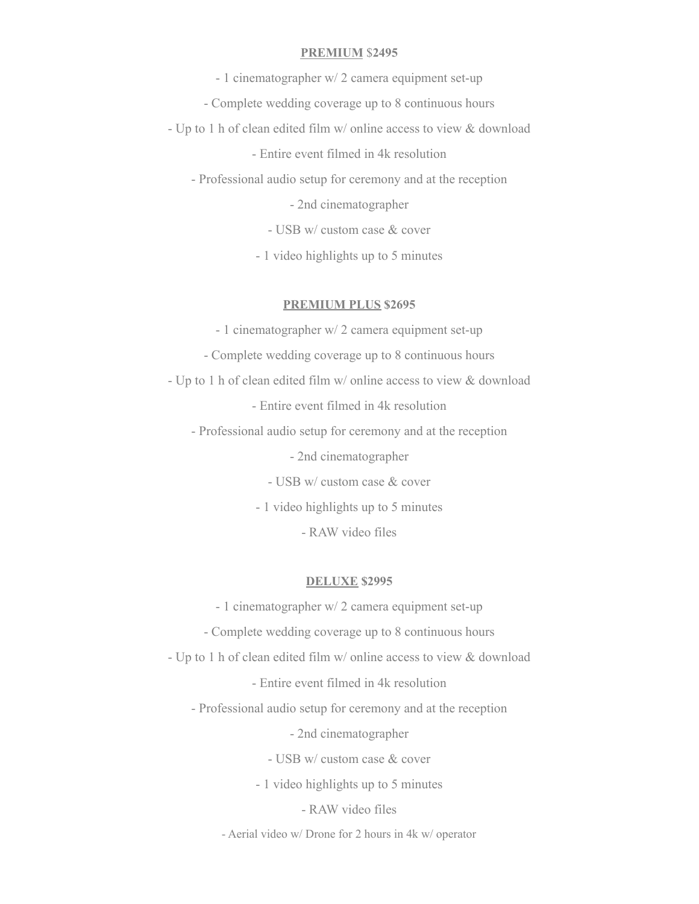**<u>PREMIUM</u> $2495**

- 1 cinematographer w/ 2 camera equipment set-up
- Complete wedding coverage up to 8 continuous hours
- Up to 1 h of clean edited film w/ online access to view & download
- Entire event filmed in 4k resolution
- Professional audio setup for ceremony and at the reception
- 2nd cinematographer
- USB w/ custom case & cover
- 1 video highlights up to 5 minutes

**<u>PREMIUM PLUS</u> $2695**

- 1 cinematographer w/ 2 camera equipment set-up
- Complete wedding coverage up to 8 continuous hours
- Up to 1 h of clean edited film w/ online access to view & download
- Entire event filmed in 4k resolution
- Professional audio setup for ceremony and at the reception
- 2nd cinematographer
- USB w/ custom case & cover
- 1 video highlights up to 5 minutes
- RAW video files

**<u>DELUXE</u> $2995**

- 1 cinematographer w/ 2 camera equipment set-up
- Complete wedding coverage up to 8 continuous hours
- Up to 1 h of clean edited film w/ online access to view & download
- Entire event filmed in 4k resolution
- Professional audio setup for ceremony and at the reception
- 2nd cinematographer
- USB w/ custom case & cover
- 1 video highlights up to 5 minutes
- RAW video files
- Aerial video w/ Drone for 2 hours in 4k w/ operator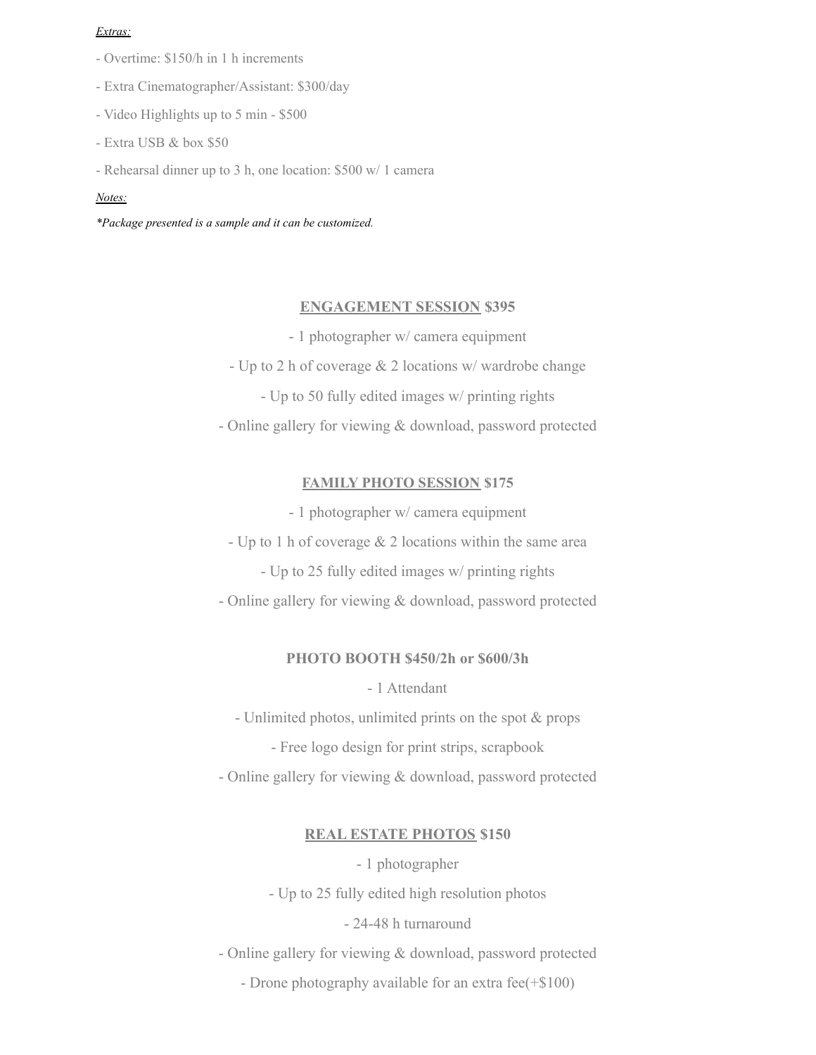*Extras:*

- Overtime: $150/h in 1 h increments
- Extra Cinematographer/Assistant: $300/day
- Video Highlights up to 5 min - $500
- Extra USB & box $50
- Rehearsal dinner up to 3 h, one location: $500 w/ 1 camera

*Notes:*

**Package presented is a sample and it can be customized.*

**ENGAGEMENT SESSION $395**

- 1 photographer w/ camera equipment
- Up to 2 h of coverage & 2 locations w/ wardrobe change
- Up to 50 fully edited images w/ printing rights
- Online gallery for viewing & download, password protected

**FAMILY PHOTO SESSION $175**

- 1 photographer w/ camera equipment
- Up to 1 h of coverage & 2 locations within the same area
- Up to 25 fully edited images w/ printing rights
- Online gallery for viewing & download, password protected

**PHOTO BOOTH $450/2h or $600/3h**

- 1 Attendant
- Unlimited photos, unlimited prints on the spot & props
- Free logo design for print strips, scrapbook
- Online gallery for viewing & download, password protected

**REAL ESTATE PHOTOS $150**

- 1 photographer
- Up to 25 fully edited high resolution photos
- 24-48 h turnaround
- Online gallery for viewing & download, password protected
- Drone photography available for an extra fee(+$100)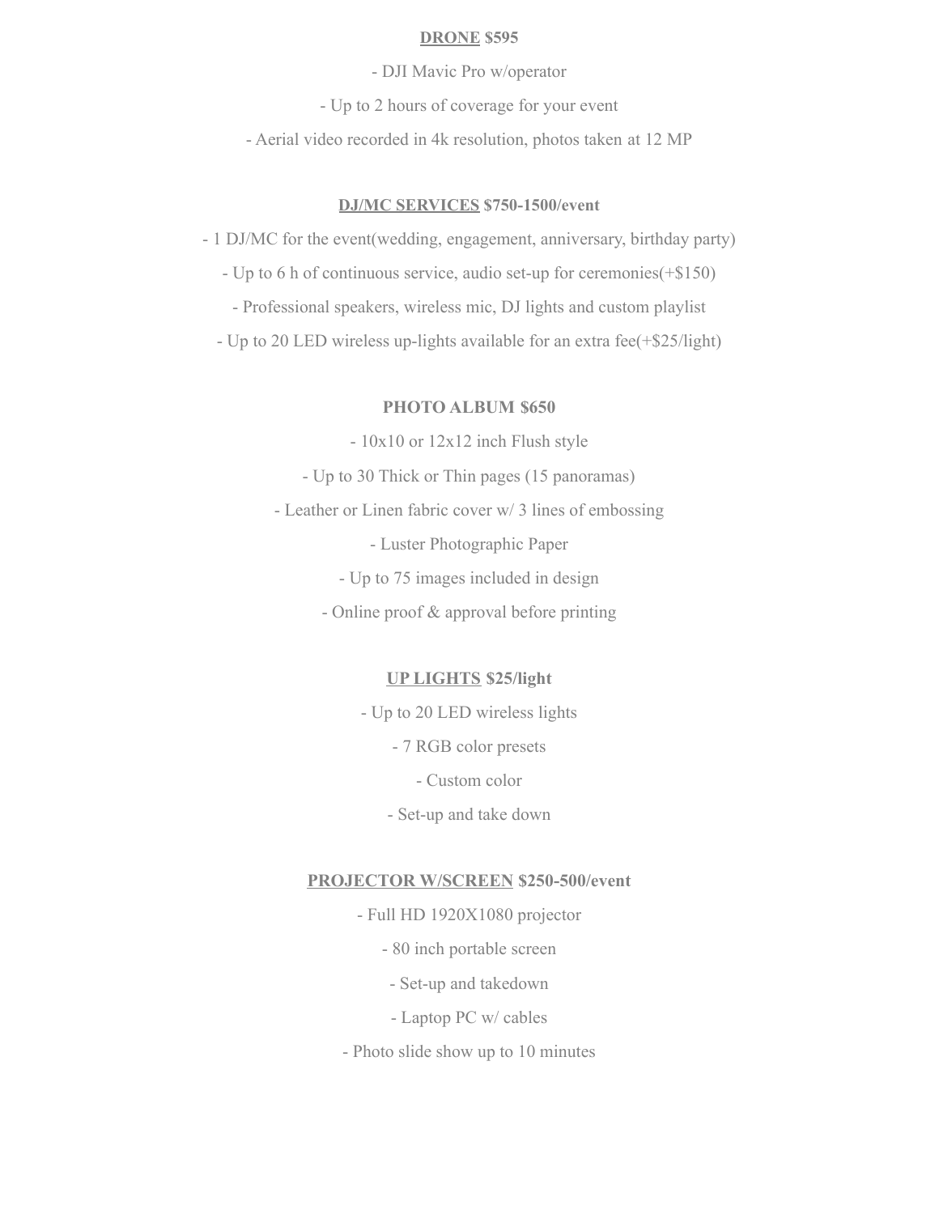**<u>DRONE</u> $595**

- DJI Mavic Pro w/operator
- Up to 2 hours of coverage for your event
- Aerial video recorded in 4k resolution, photos taken at 12 MP

**<u>DJ/MC SERVICES</u> $750-1500/event**

- 1 DJ/MC for the event(wedding, engagement, anniversary, birthday party)
- Up to 6 h of continuous service, audio set-up for ceremonies(+$150)
- Professional speakers, wireless mic, DJ lights and custom playlist
- Up to 20 LED wireless up-lights available for an extra fee(+$25/light)

**PHOTO ALBUM $650**

- 10x10 or 12x12 inch Flush style
- Up to 30 Thick or Thin pages (15 panoramas)
- Leather or Linen fabric cover w/ 3 lines of embossing
- Luster Photographic Paper
- Up to 75 images included in design
- Online proof & approval before printing

**<u>UP LIGHTS</u> $25/light**

- Up to 20 LED wireless lights
- 7 RGB color presets
- Custom color
- Set-up and take down

**<u>PROJECTOR W/SCREEN</u> $250-500/event**

- Full HD 1920X1080 projector
- 80 inch portable screen
- Set-up and takedown
- Laptop PC w/ cables
- Photo slide show up to 10 minutes